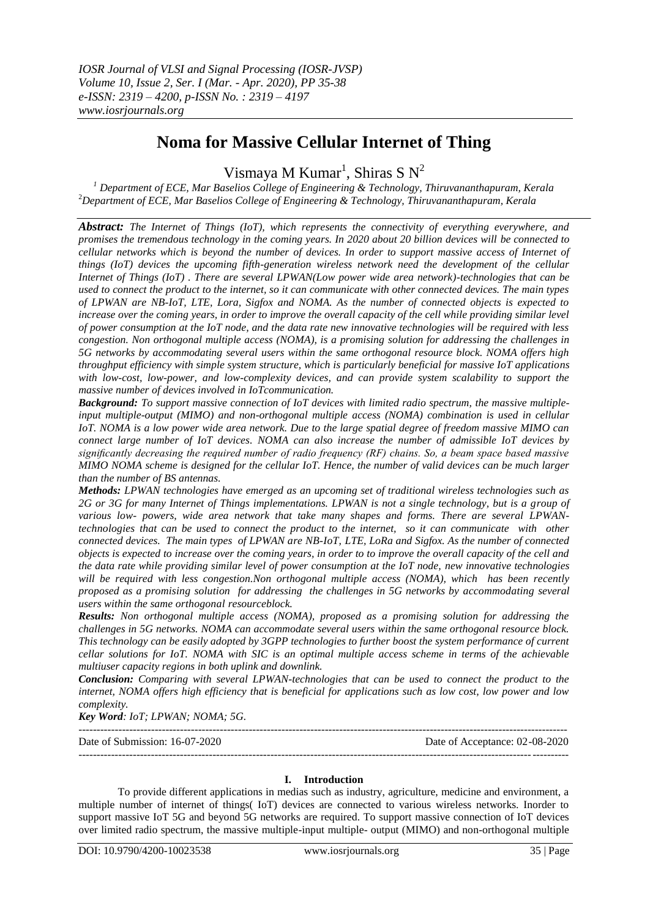# Noma for Massive Cellular Internet of Thing

Vismaya M Kumar[1], Shiras S N[2]

[1] Department of ECE, Mar Baselios College of Engineering & Technology, Thiruvananthapuram, Kerala
[2] Department of ECE, Mar Baselios College of Engineering & Technology, Thiruvananthapuram, Kerala

***Abstract:*** *The Internet of Things (IoT), which represents the connectivity of everything everywhere, and promises the tremendous technology in the coming years. In 2020 about 20 billion devices will be connected to cellular networks which is beyond the number of devices. In order to support massive access of Internet of things (IoT) devices the upcoming fifth-generation wireless network need the development of the cellular Internet of Things (IoT) . There are several LPWAN(Low power wide area network)-technologies that can be used to connect the product to the internet, so it can communicate with other connected devices. The main types of LPWAN are NB-IoT, LTE, Lora, Sigfox and NOMA. As the number of connected objects is expected to increase over the coming years, in order to improve the overall capacity of the cell while providing similar level of power consumption at the IoT node, and the data rate new innovative technologies will be required with less congestion. Non orthogonal multiple access (NOMA), is a promising solution for addressing the challenges in 5G networks by accommodating several users within the same orthogonal resource block. NOMA offers high throughput efficiency with simple system structure, which is particularly beneficial for massive IoT applications with low-cost, low-power, and low-complexity devices, and can provide system scalability to support the massive number of devices involved in IoTcommunication.*

***Background:*** *To support massive connection of IoT devices with limited radio spectrum, the massive multiple-input multiple-output (MIMO) and non-orthogonal multiple access (NOMA) combination is used in cellular IoT. NOMA is a low power wide area network. Due to the large spatial degree of freedom massive MIMO can connect large number of IoT devices. NOMA can also increase the number of admissible IoT devices by significantly decreasing the required number of radio frequency (RF) chains. So, a beam space based massive MIMO NOMA scheme is designed for the cellular IoT. Hence, the number of valid devices can be much larger than the number of BS antennas.*

***Methods:*** *LPWAN technologies have emerged as an upcoming set of traditional wireless technologies such as 2G or 3G for many Internet of Things implementations. LPWAN is not a single technology, but is a group of various low- powers, wide area network that take many shapes and forms. There are several LPWAN-technologies that can be used to connect the product to the internet, so it can communicate with other connected devices. The main types of LPWAN are NB-IoT, LTE, LoRa and Sigfox. As the number of connected objects is expected to increase over the coming years, in order to improve the overall capacity of the cell and the data rate while providing similar level of power consumption at the IoT node, new innovative technologies will be required with less congestion.Non orthogonal multiple access (NOMA), which has been recently proposed as a promising solution for addressing the challenges in 5G networks by accommodating several users within the same orthogonal resourceblock.*

***Results:*** *Non orthogonal multiple access (NOMA), proposed as a promising solution for addressing the challenges in 5G networks. NOMA can accommodate several users within the same orthogonal resource block. This technology can be easily adopted by 3GPP technologies to further boost the system performance of current cellar solutions for IoT. NOMA with SIC is an optimal multiple access scheme in terms of the achievable multiuser capacity regions in both uplink and downlink.*

***Conclusion:*** *Comparing with several LPWAN-technologies that can be used to connect the product to the internet, NOMA offers high efficiency that is beneficial for applications such as low cost, low power and low complexity.*

***Key Word****: IoT; LPWAN; NOMA; 5G.*

Date of Submission: 16-07-2020 — Date of Acceptance: 02-08-2020

## I. Introduction

To provide different applications in medias such as industry, agriculture, medicine and environment, a multiple number of internet of things( IoT) devices are connected to various wireless networks. Inorder to support massive IoT 5G and beyond 5G networks are required. To support massive connection of IoT devices over limited radio spectrum, the massive multiple-input multiple- output (MIMO) and non-orthogonal multiple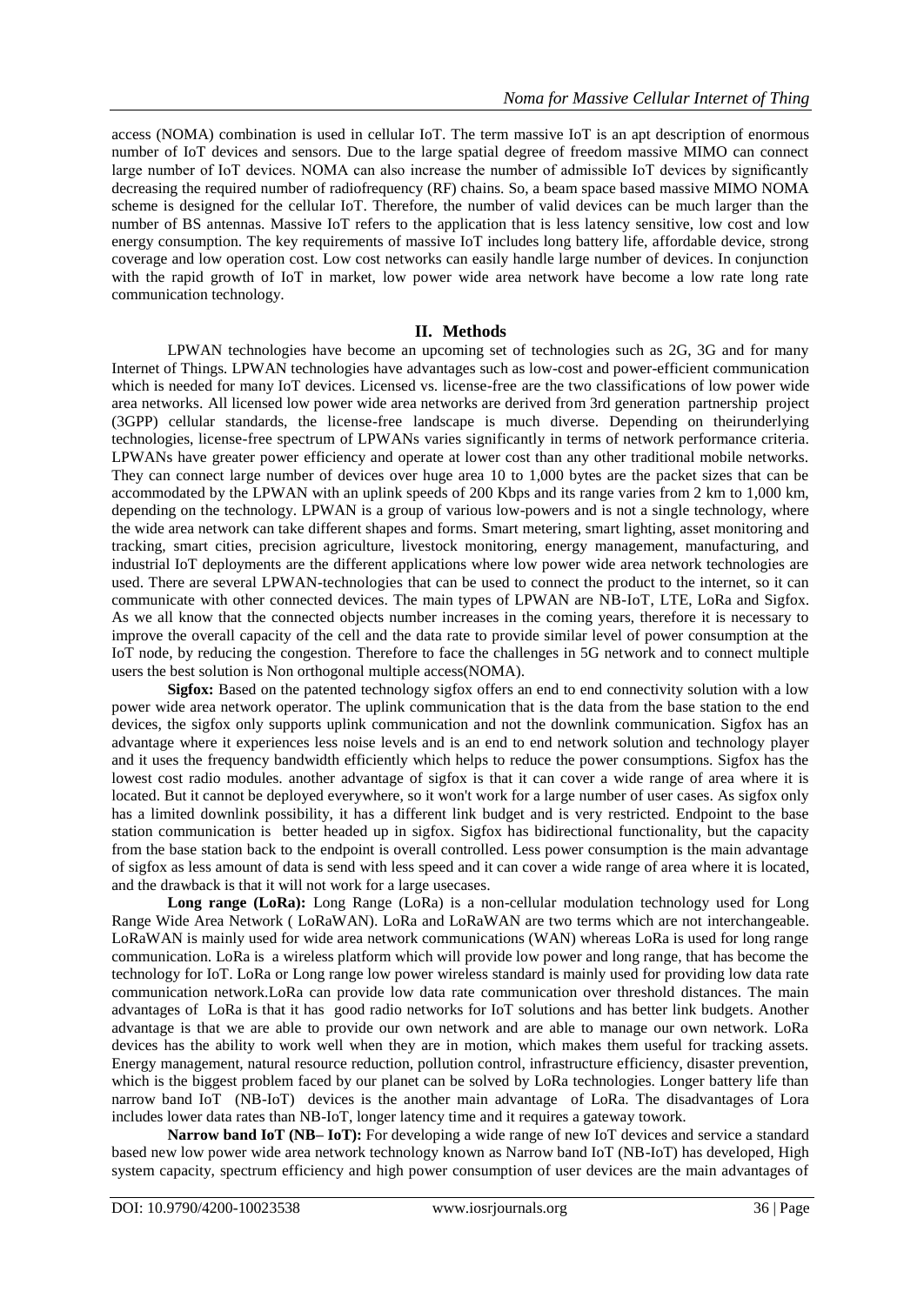access (NOMA) combination is used in cellular IoT. The term massive IoT is an apt description of enormous number of IoT devices and sensors. Due to the large spatial degree of freedom massive MIMO can connect large number of IoT devices. NOMA can also increase the number of admissible IoT devices by significantly decreasing the required number of radiofrequency (RF) chains. So, a beam space based massive MIMO NOMA scheme is designed for the cellular IoT. Therefore, the number of valid devices can be much larger than the number of BS antennas. Massive IoT refers to the application that is less latency sensitive, low cost and low energy consumption. The key requirements of massive IoT includes long battery life, affordable device, strong coverage and low operation cost. Low cost networks can easily handle large number of devices. In conjunction with the rapid growth of IoT in market, low power wide area network have become a low rate long rate communication technology.

## II. Methods

LPWAN technologies have become an upcoming set of technologies such as 2G, 3G and for many Internet of Things. LPWAN technologies have advantages such as low-cost and power-efficient communication which is needed for many IoT devices. Licensed vs. license-free are the two classifications of low power wide area networks. All licensed low power wide area networks are derived from 3rd generation partnership project (3GPP) cellular standards, the license-free landscape is much diverse. Depending on theirunderlying technologies, license-free spectrum of LPWANs varies significantly in terms of network performance criteria. LPWANs have greater power efficiency and operate at lower cost than any other traditional mobile networks. They can connect large number of devices over huge area 10 to 1,000 bytes are the packet sizes that can be accommodated by the LPWAN with an uplink speeds of 200 Kbps and its range varies from 2 km to 1,000 km, depending on the technology. LPWAN is a group of various low-powers and is not a single technology, where the wide area network can take different shapes and forms. Smart metering, smart lighting, asset monitoring and tracking, smart cities, precision agriculture, livestock monitoring, energy management, manufacturing, and industrial IoT deployments are the different applications where low power wide area network technologies are used. There are several LPWAN-technologies that can be used to connect the product to the internet, so it can communicate with other connected devices. The main types of LPWAN are NB-IoT, LTE, LoRa and Sigfox. As we all know that the connected objects number increases in the coming years, therefore it is necessary to improve the overall capacity of the cell and the data rate to provide similar level of power consumption at the IoT node, by reducing the congestion. Therefore to face the challenges in 5G network and to connect multiple users the best solution is Non orthogonal multiple access(NOMA).

**Sigfox:** Based on the patented technology sigfox offers an end to end connectivity solution with a low power wide area network operator. The uplink communication that is the data from the base station to the end devices, the sigfox only supports uplink communication and not the downlink communication. Sigfox has an advantage where it experiences less noise levels and is an end to end network solution and technology player and it uses the frequency bandwidth efficiently which helps to reduce the power consumptions. Sigfox has the lowest cost radio modules. another advantage of sigfox is that it can cover a wide range of area where it is located. But it cannot be deployed everywhere, so it won't work for a large number of user cases. As sigfox only has a limited downlink possibility, it has a different link budget and is very restricted. Endpoint to the base station communication is better headed up in sigfox. Sigfox has bidirectional functionality, but the capacity from the base station back to the endpoint is overall controlled. Less power consumption is the main advantage of sigfox as less amount of data is send with less speed and it can cover a wide range of area where it is located, and the drawback is that it will not work for a large usecases.

**Long range (LoRa):** Long Range (LoRa) is a non-cellular modulation technology used for Long Range Wide Area Network ( LoRaWAN). LoRa and LoRaWAN are two terms which are not interchangeable. LoRaWAN is mainly used for wide area network communications (WAN) whereas LoRa is used for long range communication. LoRa is a wireless platform which will provide low power and long range, that has become the technology for IoT. LoRa or Long range low power wireless standard is mainly used for providing low data rate communication network.LoRa can provide low data rate communication over threshold distances. The main advantages of LoRa is that it has good radio networks for IoT solutions and has better link budgets. Another advantage is that we are able to provide our own network and are able to manage our own network. LoRa devices has the ability to work well when they are in motion, which makes them useful for tracking assets. Energy management, natural resource reduction, pollution control, infrastructure efficiency, disaster prevention, which is the biggest problem faced by our planet can be solved by LoRa technologies. Longer battery life than narrow band IoT (NB-IoT) devices is the another main advantage of LoRa. The disadvantages of Lora includes lower data rates than NB-IoT, longer latency time and it requires a gateway towork.

**Narrow band IoT (NB– IoT):** For developing a wide range of new IoT devices and service a standard based new low power wide area network technology known as Narrow band IoT (NB-IoT) has developed, High system capacity, spectrum efficiency and high power consumption of user devices are the main advantages of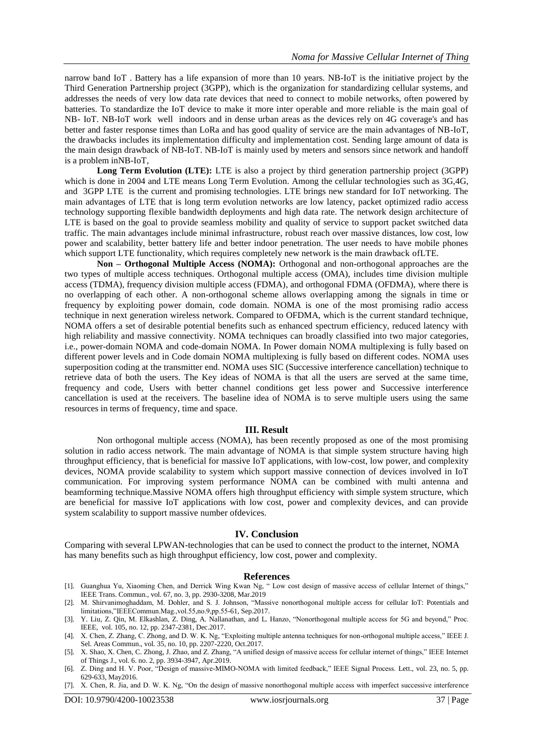narrow band IoT . Battery has a life expansion of more than 10 years. NB-IoT is the initiative project by the Third Generation Partnership project (3GPP), which is the organization for standardizing cellular systems, and addresses the needs of very low data rate devices that need to connect to mobile networks, often powered by batteries. To standardize the IoT device to make it more inter operable and more reliable is the main goal of NB- IoT. NB-IoT work well indoors and in dense urban areas as the devices rely on 4G coverage's and has better and faster response times than LoRa and has good quality of service are the main advantages of NB-IoT, the drawbacks includes its implementation difficulty and implementation cost. Sending large amount of data is the main design drawback of NB-IoT. NB-IoT is mainly used by meters and sensors since network and handoff is a problem inNB-IoT,

**Long Term Evolution (LTE):** LTE is also a project by third generation partnership project (3GPP) which is done in 2004 and LTE means Long Term Evolution. Among the cellular technologies such as 3G,4G, and 3GPP LTE is the current and promising technologies. LTE brings new standard for IoT networking. The main advantages of LTE that is long term evolution networks are low latency, packet optimized radio access technology supporting flexible bandwidth deployments and high data rate. The network design architecture of LTE is based on the goal to provide seamless mobility and quality of service to support packet switched data traffic. The main advantages include minimal infrastructure, robust reach over massive distances, low cost, low power and scalability, better battery life and better indoor penetration. The user needs to have mobile phones which support LTE functionality, which requires completely new network is the main drawback ofLTE.

**Non – Orthogonal Multiple Access (NOMA):** Orthogonal and non-orthogonal approaches are the two types of multiple access techniques. Orthogonal multiple access (OMA), includes time division multiple access (TDMA), frequency division multiple access (FDMA), and orthogonal FDMA (OFDMA), where there is no overlapping of each other. A non-orthogonal scheme allows overlapping among the signals in time or frequency by exploiting power domain, code domain. NOMA is one of the most promising radio access technique in next generation wireless network. Compared to OFDMA, which is the current standard technique, NOMA offers a set of desirable potential benefits such as enhanced spectrum efficiency, reduced latency with high reliability and massive connectivity. NOMA techniques can broadly classified into two major categories, i.e., power-domain NOMA and code-domain NOMA. In Power domain NOMA multiplexing is fully based on different power levels and in Code domain NOMA multiplexing is fully based on different codes. NOMA uses superposition coding at the transmitter end. NOMA uses SIC (Successive interference cancellation) technique to retrieve data of both the users. The Key ideas of NOMA is that all the users are served at the same time, frequency and code, Users with better channel conditions get less power and Successive interference cancellation is used at the receivers. The baseline idea of NOMA is to serve multiple users using the same resources in terms of frequency, time and space.

## III. Result

Non orthogonal multiple access (NOMA), has been recently proposed as one of the most promising solution in radio access network. The main advantage of NOMA is that simple system structure having high throughput efficiency, that is beneficial for massive IoT applications, with low-cost, low power, and complexity devices, NOMA provide scalability to system which support massive connection of devices involved in IoT communication. For improving system performance NOMA can be combined with multi antenna and beamforming technique.Massive NOMA offers high throughput efficiency with simple system structure, which are beneficial for massive IoT applications with low cost, power and complexity devices, and can provide system scalability to support massive number ofdevices.

## IV. Conclusion

Comparing with several LPWAN-technologies that can be used to connect the product to the internet, NOMA has many benefits such as high throughput efficiency, low cost, power and complexity.

## References

[1]. Guanghua Yu, Xiaoming Chen, and Derrick Wing Kwan Ng, " Low cost design of massive access of cellular Internet of things," IEEE Trans. Commun., vol. 67, no. 3, pp. 2930-3208, Mar.2019

[2]. M. Shirvanimoghaddam, M. Dohler, and S. J. Johnson, "Massive nonorthogonal multiple access for cellular IoT: Potentials and limitations,"IEEECommun.Mag.,vol.55,no.9,pp.55-61, Sep.2017.

[3]. Y. Liu, Z. Qin, M. Elkashlan, Z. Ding, A. Nallanathan, and L. Hanzo, "Nonorthogonal multiple access for 5G and beyond," Proc. IEEE, vol. 105, no. 12, pp. 2347-2381, Dec.2017.

[4]. X. Chen, Z. Zhang, C. Zhong, and D. W. K. Ng, "Exploiting multiple antenna techniques for non-orthogonal multiple access," IEEE J. Sel. Areas Commun., vol. 35, no. 10, pp. 2207-2220, Oct.2017.

[5]. X. Shao, X. Chen, C. Zhong, J. Zhao, and Z. Zhang, "A unified design of massive access for cellular internet of things," IEEE Internet of Things J., vol. 6. no. 2, pp. 3934-3947, Apr.2019.

[6]. Z. Ding and H. V. Poor, "Design of massive-MIMO-NOMA with limited feedback," IEEE Signal Process. Lett., vol. 23, no. 5, pp. 629-633, May2016.

[7]. X. Chen, R. Jia, and D. W. K. Ng, "On the design of massive nonorthogonal multiple access with imperfect successive interference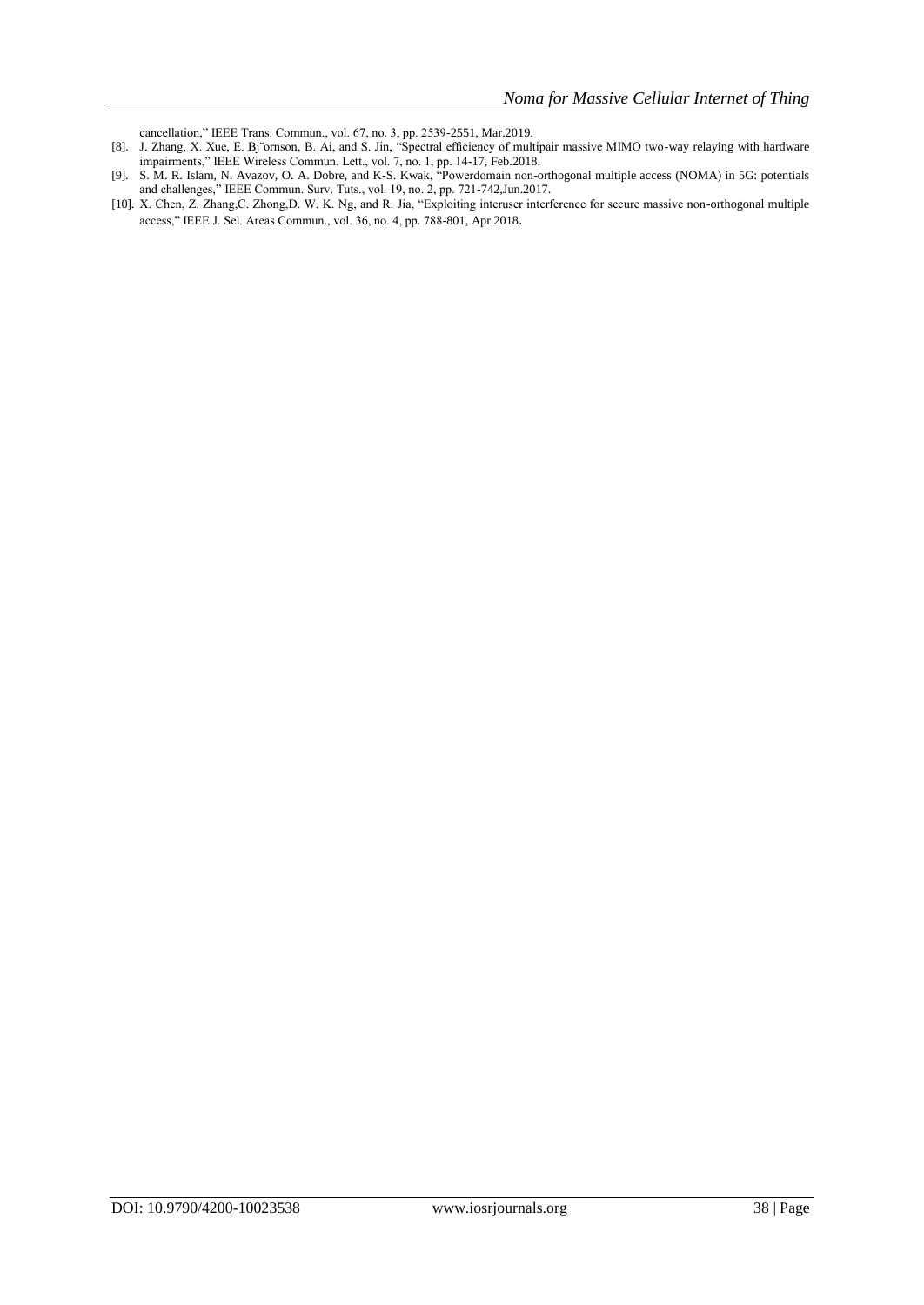cancellation," IEEE Trans. Commun., vol. 67, no. 3, pp. 2539-2551, Mar.2019.

[8]. J. Zhang, X. Xue, E. Bj¨ornson, B. Ai, and S. Jin, "Spectral efficiency of multipair massive MIMO two-way relaying with hardware impairments," IEEE Wireless Commun. Lett., vol. 7, no. 1, pp. 14-17, Feb.2018.

[9]. S. M. R. Islam, N. Avazov, O. A. Dobre, and K-S. Kwak, "Powerdomain non-orthogonal multiple access (NOMA) in 5G: potentials and challenges," IEEE Commun. Surv. Tuts., vol. 19, no. 2, pp. 721-742,Jun.2017.

[10]. X. Chen, Z. Zhang,C. Zhong,D. W. K. Ng, and R. Jia, "Exploiting interuser interference for secure massive non-orthogonal multiple access," IEEE J. Sel. Areas Commun., vol. 36, no. 4, pp. 788-801, Apr.2018.